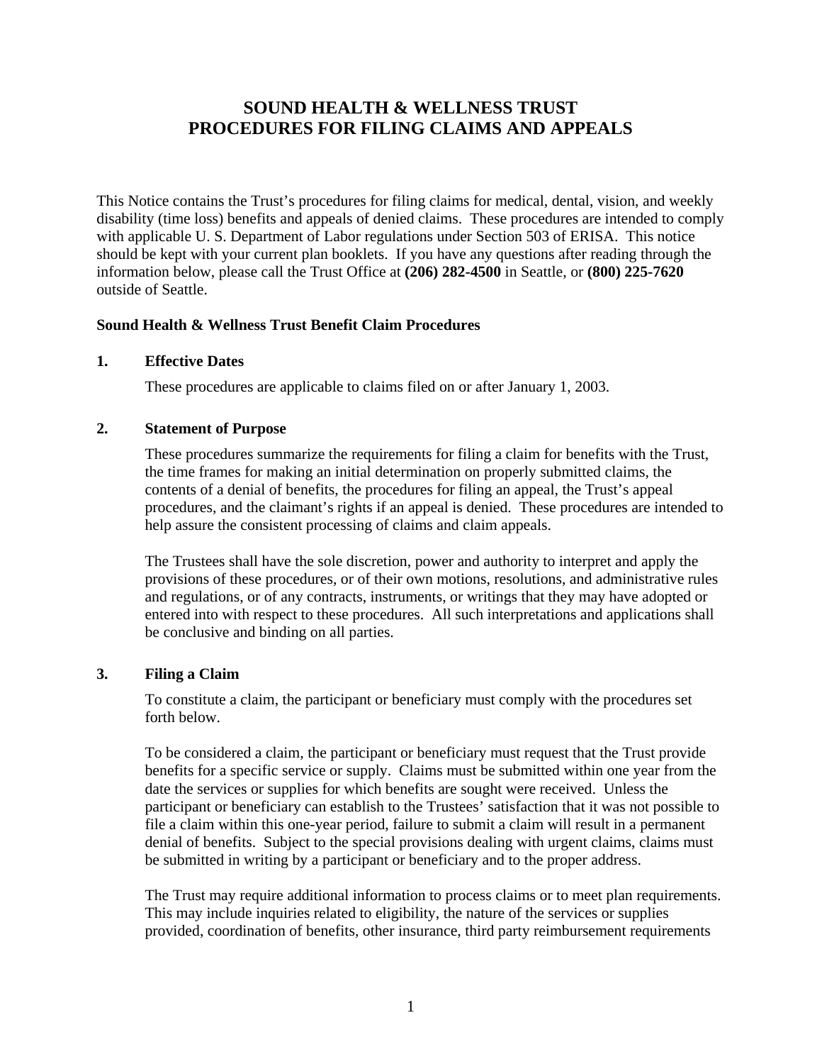# SOUND HEALTH & WELLNESS TRUST
# PROCEDURES FOR FILING CLAIMS AND APPEALS

This Notice contains the Trust's procedures for filing claims for medical, dental, vision, and weekly disability (time loss) benefits and appeals of denied claims. These procedures are intended to comply with applicable U. S. Department of Labor regulations under Section 503 of ERISA. This notice should be kept with your current plan booklets. If you have any questions after reading through the information below, please call the Trust Office at **(206) 282-4500** in Seattle, or **(800) 225-7620** outside of Seattle.

**Sound Health & Wellness Trust Benefit Claim Procedures**

## 1. Effective Dates

These procedures are applicable to claims filed on or after January 1, 2003.

## 2. Statement of Purpose

These procedures summarize the requirements for filing a claim for benefits with the Trust, the time frames for making an initial determination on properly submitted claims, the contents of a denial of benefits, the procedures for filing an appeal, the Trust's appeal procedures, and the claimant's rights if an appeal is denied. These procedures are intended to help assure the consistent processing of claims and claim appeals.

The Trustees shall have the sole discretion, power and authority to interpret and apply the provisions of these procedures, or of their own motions, resolutions, and administrative rules and regulations, or of any contracts, instruments, or writings that they may have adopted or entered into with respect to these procedures. All such interpretations and applications shall be conclusive and binding on all parties.

## 3. Filing a Claim

To constitute a claim, the participant or beneficiary must comply with the procedures set forth below.

To be considered a claim, the participant or beneficiary must request that the Trust provide benefits for a specific service or supply. Claims must be submitted within one year from the date the services or supplies for which benefits are sought were received. Unless the participant or beneficiary can establish to the Trustees' satisfaction that it was not possible to file a claim within this one-year period, failure to submit a claim will result in a permanent denial of benefits. Subject to the special provisions dealing with urgent claims, claims must be submitted in writing by a participant or beneficiary and to the proper address.

The Trust may require additional information to process claims or to meet plan requirements. This may include inquiries related to eligibility, the nature of the services or supplies provided, coordination of benefits, other insurance, third party reimbursement requirements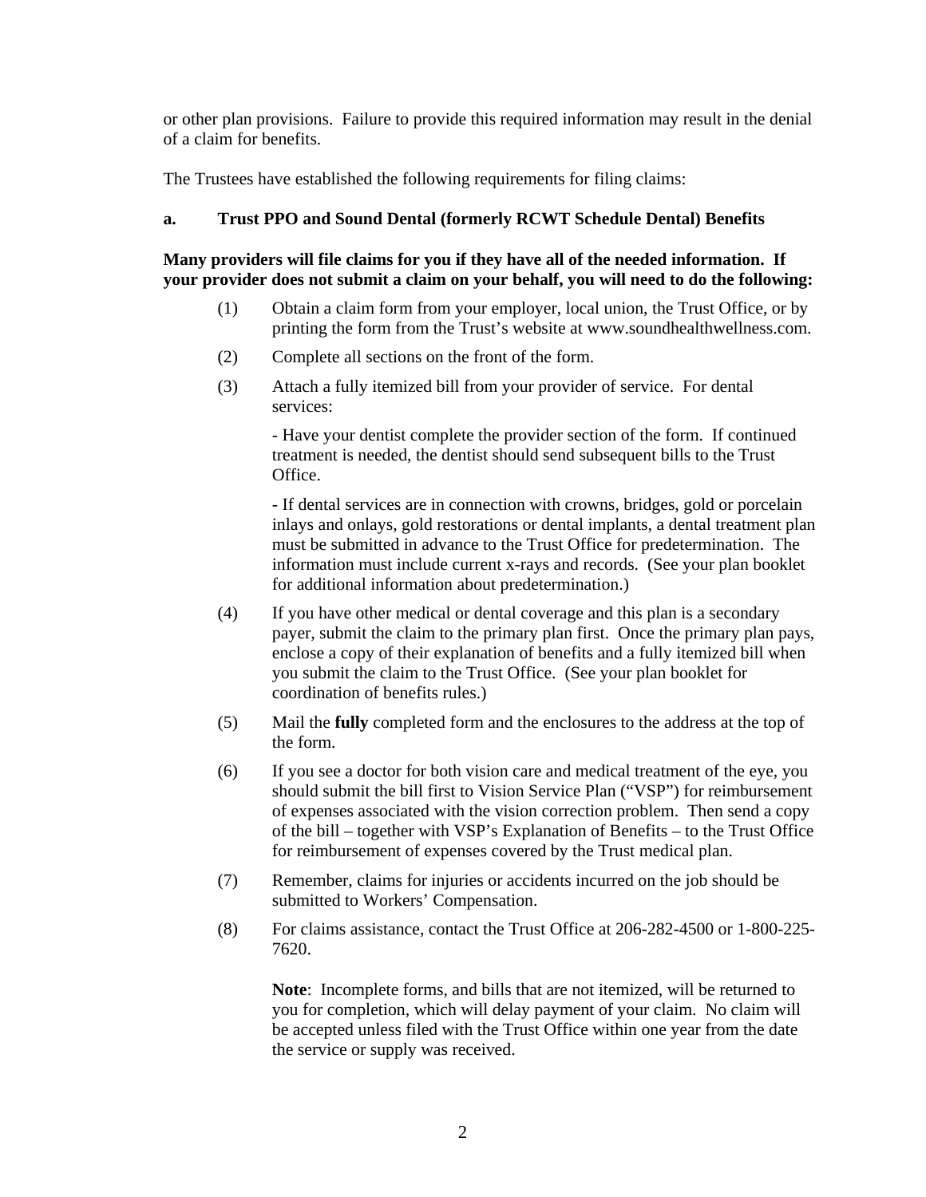or other plan provisions. Failure to provide this required information may result in the denial of a claim for benefits.

The Trustees have established the following requirements for filing claims:

**a. Trust PPO and Sound Dental (formerly RCWT Schedule Dental) Benefits**

**Many providers will file claims for you if they have all of the needed information. If your provider does not submit a claim on your behalf, you will need to do the following:**

(1) Obtain a claim form from your employer, local union, the Trust Office, or by printing the form from the Trust's website at www.soundhealthwellness.com.

(2) Complete all sections on the front of the form.

(3) Attach a fully itemized bill from your provider of service. For dental services:

   - Have your dentist complete the provider section of the form. If continued treatment is needed, the dentist should send subsequent bills to the Trust Office.

   - If dental services are in connection with crowns, bridges, gold or porcelain inlays and onlays, gold restorations or dental implants, a dental treatment plan must be submitted in advance to the Trust Office for predetermination. The information must include current x-rays and records. (See your plan booklet for additional information about predetermination.)

(4) If you have other medical or dental coverage and this plan is a secondary payer, submit the claim to the primary plan first. Once the primary plan pays, enclose a copy of their explanation of benefits and a fully itemized bill when you submit the claim to the Trust Office. (See your plan booklet for coordination of benefits rules.)

(5) Mail the **fully** completed form and the enclosures to the address at the top of the form.

(6) If you see a doctor for both vision care and medical treatment of the eye, you should submit the bill first to Vision Service Plan ("VSP") for reimbursement of expenses associated with the vision correction problem. Then send a copy of the bill – together with VSP's Explanation of Benefits – to the Trust Office for reimbursement of expenses covered by the Trust medical plan.

(7) Remember, claims for injuries or accidents incurred on the job should be submitted to Workers' Compensation.

(8) For claims assistance, contact the Trust Office at 206-282-4500 or 1-800-225-7620.

   **Note**: Incomplete forms, and bills that are not itemized, will be returned to you for completion, which will delay payment of your claim. No claim will be accepted unless filed with the Trust Office within one year from the date the service or supply was received.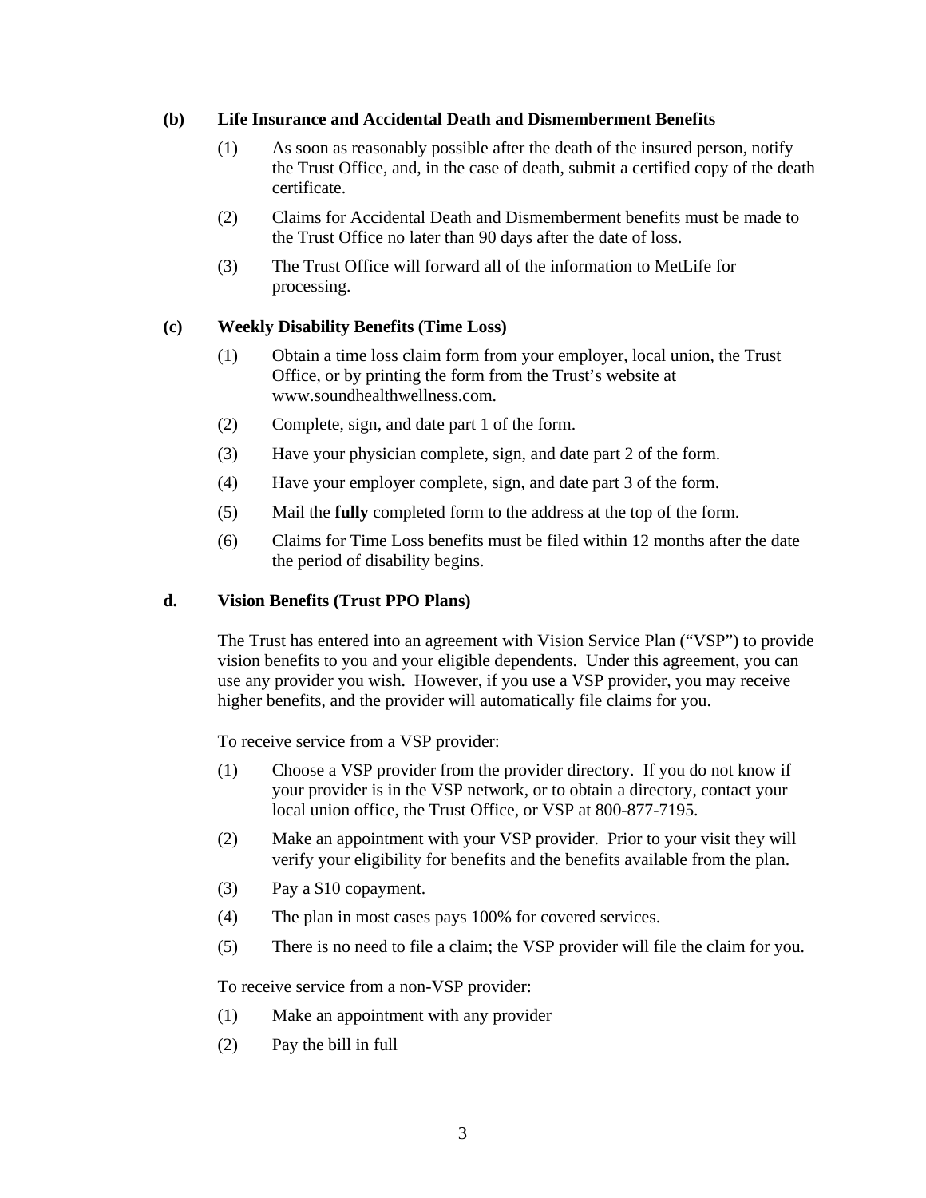**(b) Life Insurance and Accidental Death and Dismemberment Benefits**

(1) As soon as reasonably possible after the death of the insured person, notify the Trust Office, and, in the case of death, submit a certified copy of the death certificate.

(2) Claims for Accidental Death and Dismemberment benefits must be made to the Trust Office no later than 90 days after the date of loss.

(3) The Trust Office will forward all of the information to MetLife for processing.

**(c) Weekly Disability Benefits (Time Loss)**

(1) Obtain a time loss claim form from your employer, local union, the Trust Office, or by printing the form from the Trust's website at www.soundhealthwellness.com.

(2) Complete, sign, and date part 1 of the form.

(3) Have your physician complete, sign, and date part 2 of the form.

(4) Have your employer complete, sign, and date part 3 of the form.

(5) Mail the **fully** completed form to the address at the top of the form.

(6) Claims for Time Loss benefits must be filed within 12 months after the date the period of disability begins.

**d. Vision Benefits (Trust PPO Plans)**

The Trust has entered into an agreement with Vision Service Plan ("VSP") to provide vision benefits to you and your eligible dependents. Under this agreement, you can use any provider you wish. However, if you use a VSP provider, you may receive higher benefits, and the provider will automatically file claims for you.

To receive service from a VSP provider:

(1) Choose a VSP provider from the provider directory. If you do not know if your provider is in the VSP network, or to obtain a directory, contact your local union office, the Trust Office, or VSP at 800-877-7195.

(2) Make an appointment with your VSP provider. Prior to your visit they will verify your eligibility for benefits and the benefits available from the plan.

(3) Pay a $10 copayment.

(4) The plan in most cases pays 100% for covered services.

(5) There is no need to file a claim; the VSP provider will file the claim for you.

To receive service from a non-VSP provider:

(1) Make an appointment with any provider

(2) Pay the bill in full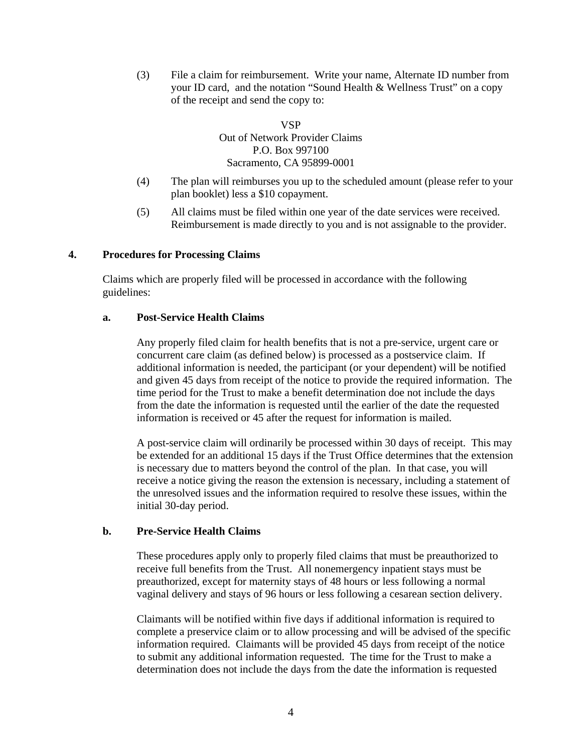(3) File a claim for reimbursement. Write your name, Alternate ID number from your ID card, and the notation "Sound Health & Wellness Trust" on a copy of the receipt and send the copy to:

VSP  
Out of Network Provider Claims  
P.O. Box 997100  
Sacramento, CA 95899-0001

(4) The plan will reimburses you up to the scheduled amount (please refer to your plan booklet) less a $10 copayment.

(5) All claims must be filed within one year of the date services were received. Reimbursement is made directly to you and is not assignable to the provider.

## 4. Procedures for Processing Claims

Claims which are properly filed will be processed in accordance with the following guidelines:

### a. Post-Service Health Claims

Any properly filed claim for health benefits that is not a pre-service, urgent care or concurrent care claim (as defined below) is processed as a postservice claim. If additional information is needed, the participant (or your dependent) will be notified and given 45 days from receipt of the notice to provide the required information. The time period for the Trust to make a benefit determination doe not include the days from the date the information is requested until the earlier of the date the requested information is received or 45 after the request for information is mailed.

A post-service claim will ordinarily be processed within 30 days of receipt. This may be extended for an additional 15 days if the Trust Office determines that the extension is necessary due to matters beyond the control of the plan. In that case, you will receive a notice giving the reason the extension is necessary, including a statement of the unresolved issues and the information required to resolve these issues, within the initial 30-day period.

### b. Pre-Service Health Claims

These procedures apply only to properly filed claims that must be preauthorized to receive full benefits from the Trust. All nonemergency inpatient stays must be preauthorized, except for maternity stays of 48 hours or less following a normal vaginal delivery and stays of 96 hours or less following a cesarean section delivery.

Claimants will be notified within five days if additional information is required to complete a preservice claim or to allow processing and will be advised of the specific information required. Claimants will be provided 45 days from receipt of the notice to submit any additional information requested. The time for the Trust to make a determination does not include the days from the date the information is requested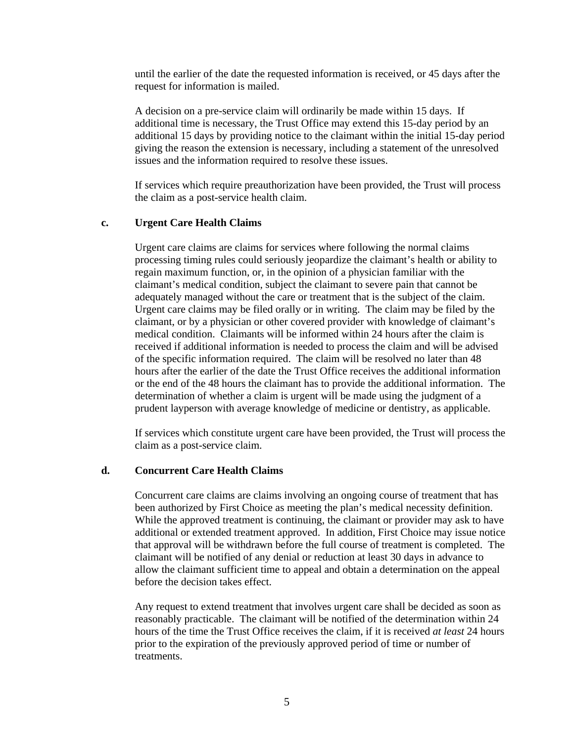until the earlier of the date the requested information is received, or 45 days after the request for information is mailed.

A decision on a pre-service claim will ordinarily be made within 15 days. If additional time is necessary, the Trust Office may extend this 15-day period by an additional 15 days by providing notice to the claimant within the initial 15-day period giving the reason the extension is necessary, including a statement of the unresolved issues and the information required to resolve these issues.

If services which require preauthorization have been provided, the Trust will process the claim as a post-service health claim.

**c. Urgent Care Health Claims**

Urgent care claims are claims for services where following the normal claims processing timing rules could seriously jeopardize the claimant's health or ability to regain maximum function, or, in the opinion of a physician familiar with the claimant's medical condition, subject the claimant to severe pain that cannot be adequately managed without the care or treatment that is the subject of the claim. Urgent care claims may be filed orally or in writing. The claim may be filed by the claimant, or by a physician or other covered provider with knowledge of claimant's medical condition. Claimants will be informed within 24 hours after the claim is received if additional information is needed to process the claim and will be advised of the specific information required. The claim will be resolved no later than 48 hours after the earlier of the date the Trust Office receives the additional information or the end of the 48 hours the claimant has to provide the additional information. The determination of whether a claim is urgent will be made using the judgment of a prudent layperson with average knowledge of medicine or dentistry, as applicable.

If services which constitute urgent care have been provided, the Trust will process the claim as a post-service claim.

**d. Concurrent Care Health Claims**

Concurrent care claims are claims involving an ongoing course of treatment that has been authorized by First Choice as meeting the plan's medical necessity definition. While the approved treatment is continuing, the claimant or provider may ask to have additional or extended treatment approved. In addition, First Choice may issue notice that approval will be withdrawn before the full course of treatment is completed. The claimant will be notified of any denial or reduction at least 30 days in advance to allow the claimant sufficient time to appeal and obtain a determination on the appeal before the decision takes effect.

Any request to extend treatment that involves urgent care shall be decided as soon as reasonably practicable. The claimant will be notified of the determination within 24 hours of the time the Trust Office receives the claim, if it is received *at least* 24 hours prior to the expiration of the previously approved period of time or number of treatments.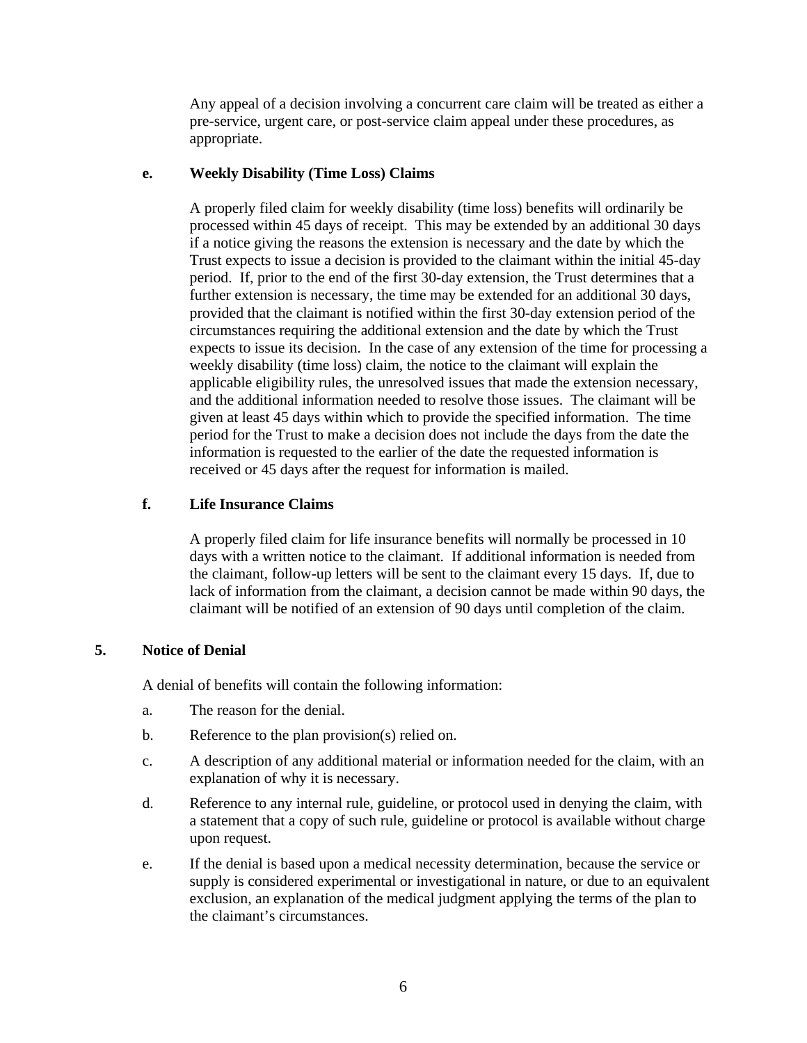Any appeal of a decision involving a concurrent care claim will be treated as either a pre-service, urgent care, or post-service claim appeal under these procedures, as appropriate.

#### e. Weekly Disability (Time Loss) Claims

A properly filed claim for weekly disability (time loss) benefits will ordinarily be processed within 45 days of receipt. This may be extended by an additional 30 days if a notice giving the reasons the extension is necessary and the date by which the Trust expects to issue a decision is provided to the claimant within the initial 45-day period. If, prior to the end of the first 30-day extension, the Trust determines that a further extension is necessary, the time may be extended for an additional 30 days, provided that the claimant is notified within the first 30-day extension period of the circumstances requiring the additional extension and the date by which the Trust expects to issue its decision. In the case of any extension of the time for processing a weekly disability (time loss) claim, the notice to the claimant will explain the applicable eligibility rules, the unresolved issues that made the extension necessary, and the additional information needed to resolve those issues. The claimant will be given at least 45 days within which to provide the specified information. The time period for the Trust to make a decision does not include the days from the date the information is requested to the earlier of the date the requested information is received or 45 days after the request for information is mailed.

#### f. Life Insurance Claims

A properly filed claim for life insurance benefits will normally be processed in 10 days with a written notice to the claimant. If additional information is needed from the claimant, follow-up letters will be sent to the claimant every 15 days. If, due to lack of information from the claimant, a decision cannot be made within 90 days, the claimant will be notified of an extension of 90 days until completion of the claim.

### 5. Notice of Denial

A denial of benefits will contain the following information:

a. The reason for the denial.

b. Reference to the plan provision(s) relied on.

c. A description of any additional material or information needed for the claim, with an explanation of why it is necessary.

d. Reference to any internal rule, guideline, or protocol used in denying the claim, with a statement that a copy of such rule, guideline or protocol is available without charge upon request.

e. If the denial is based upon a medical necessity determination, because the service or supply is considered experimental or investigational in nature, or due to an equivalent exclusion, an explanation of the medical judgment applying the terms of the plan to the claimant's circumstances.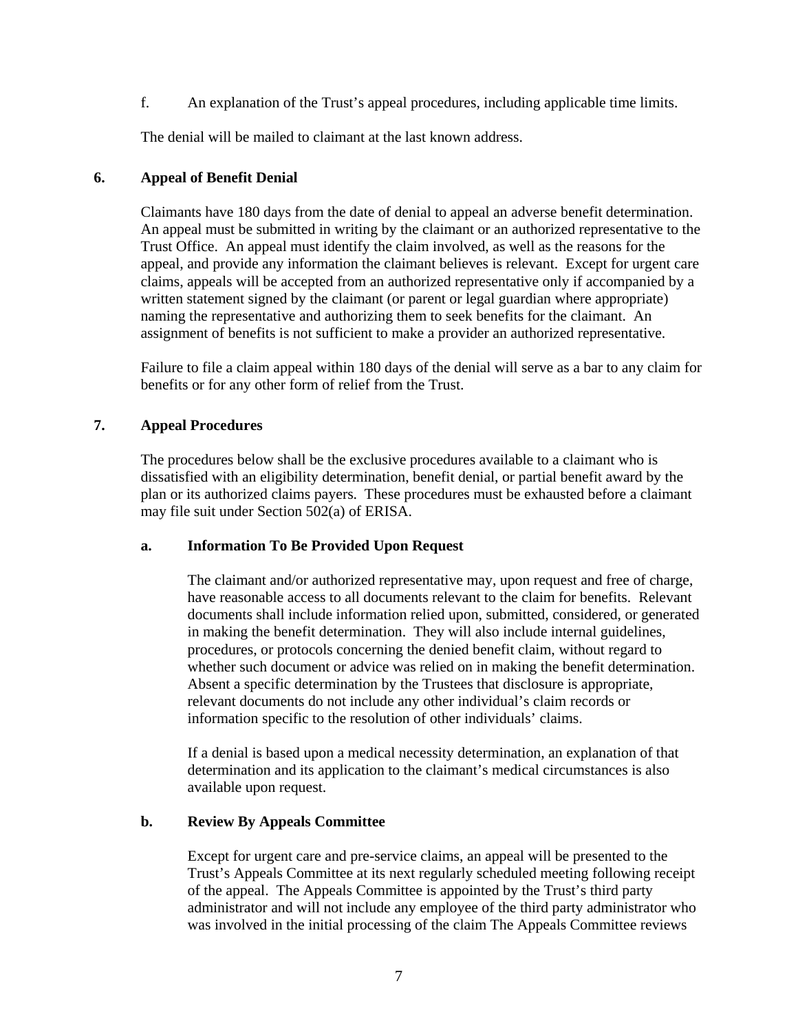f. An explanation of the Trust's appeal procedures, including applicable time limits.

The denial will be mailed to claimant at the last known address.

## 6. Appeal of Benefit Denial

Claimants have 180 days from the date of denial to appeal an adverse benefit determination. An appeal must be submitted in writing by the claimant or an authorized representative to the Trust Office. An appeal must identify the claim involved, as well as the reasons for the appeal, and provide any information the claimant believes is relevant. Except for urgent care claims, appeals will be accepted from an authorized representative only if accompanied by a written statement signed by the claimant (or parent or legal guardian where appropriate) naming the representative and authorizing them to seek benefits for the claimant. An assignment of benefits is not sufficient to make a provider an authorized representative.

Failure to file a claim appeal within 180 days of the denial will serve as a bar to any claim for benefits or for any other form of relief from the Trust.

## 7. Appeal Procedures

The procedures below shall be the exclusive procedures available to a claimant who is dissatisfied with an eligibility determination, benefit denial, or partial benefit award by the plan or its authorized claims payers. These procedures must be exhausted before a claimant may file suit under Section 502(a) of ERISA.

### a. Information To Be Provided Upon Request

The claimant and/or authorized representative may, upon request and free of charge, have reasonable access to all documents relevant to the claim for benefits. Relevant documents shall include information relied upon, submitted, considered, or generated in making the benefit determination. They will also include internal guidelines, procedures, or protocols concerning the denied benefit claim, without regard to whether such document or advice was relied on in making the benefit determination. Absent a specific determination by the Trustees that disclosure is appropriate, relevant documents do not include any other individual's claim records or information specific to the resolution of other individuals' claims.

If a denial is based upon a medical necessity determination, an explanation of that determination and its application to the claimant's medical circumstances is also available upon request.

### b. Review By Appeals Committee

Except for urgent care and pre-service claims, an appeal will be presented to the Trust's Appeals Committee at its next regularly scheduled meeting following receipt of the appeal. The Appeals Committee is appointed by the Trust's third party administrator and will not include any employee of the third party administrator who was involved in the initial processing of the claim The Appeals Committee reviews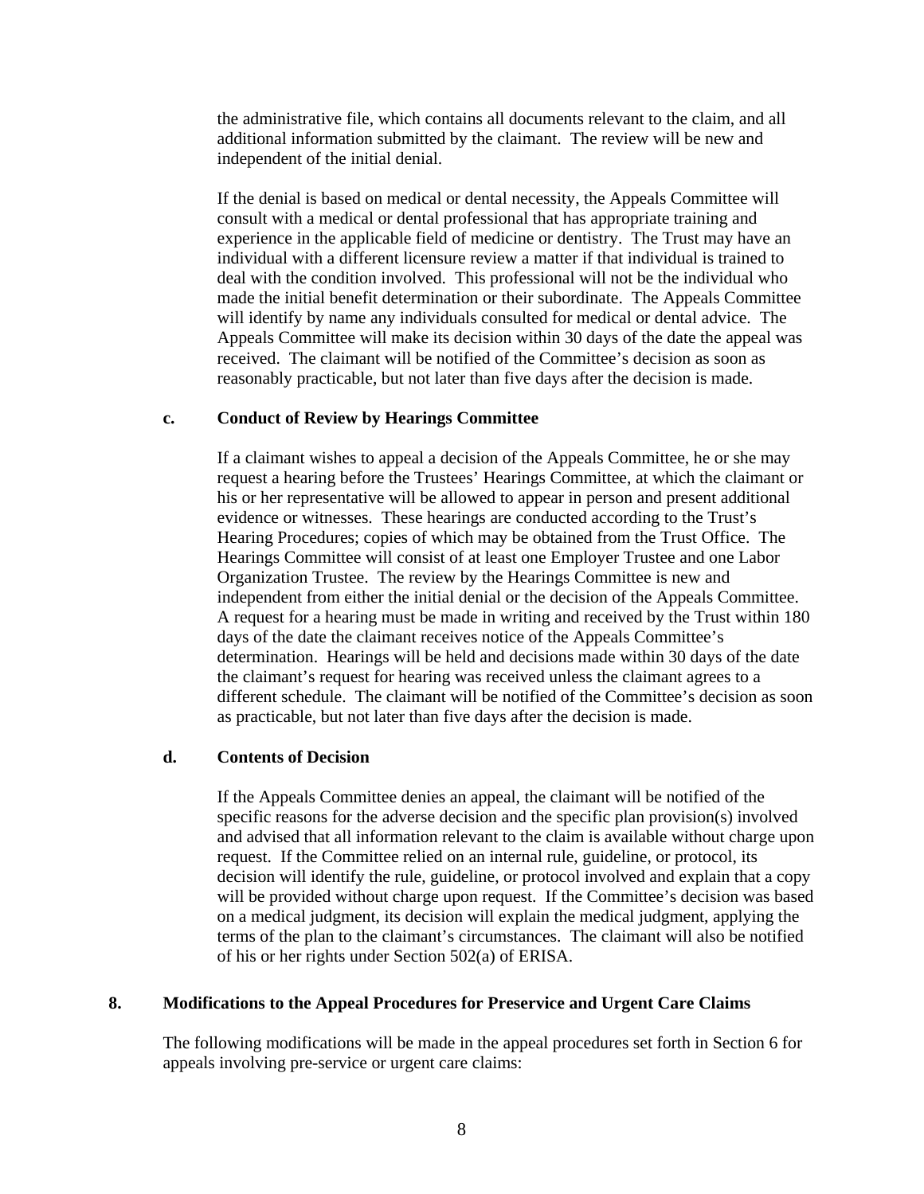the administrative file, which contains all documents relevant to the claim, and all additional information submitted by the claimant. The review will be new and independent of the initial denial.

If the denial is based on medical or dental necessity, the Appeals Committee will consult with a medical or dental professional that has appropriate training and experience in the applicable field of medicine or dentistry. The Trust may have an individual with a different licensure review a matter if that individual is trained to deal with the condition involved. This professional will not be the individual who made the initial benefit determination or their subordinate. The Appeals Committee will identify by name any individuals consulted for medical or dental advice. The Appeals Committee will make its decision within 30 days of the date the appeal was received. The claimant will be notified of the Committee's decision as soon as reasonably practicable, but not later than five days after the decision is made.

### c. Conduct of Review by Hearings Committee

If a claimant wishes to appeal a decision of the Appeals Committee, he or she may request a hearing before the Trustees' Hearings Committee, at which the claimant or his or her representative will be allowed to appear in person and present additional evidence or witnesses. These hearings are conducted according to the Trust's Hearing Procedures; copies of which may be obtained from the Trust Office. The Hearings Committee will consist of at least one Employer Trustee and one Labor Organization Trustee. The review by the Hearings Committee is new and independent from either the initial denial or the decision of the Appeals Committee. A request for a hearing must be made in writing and received by the Trust within 180 days of the date the claimant receives notice of the Appeals Committee's determination. Hearings will be held and decisions made within 30 days of the date the claimant's request for hearing was received unless the claimant agrees to a different schedule. The claimant will be notified of the Committee's decision as soon as practicable, but not later than five days after the decision is made.

### d. Contents of Decision

If the Appeals Committee denies an appeal, the claimant will be notified of the specific reasons for the adverse decision and the specific plan provision(s) involved and advised that all information relevant to the claim is available without charge upon request. If the Committee relied on an internal rule, guideline, or protocol, its decision will identify the rule, guideline, or protocol involved and explain that a copy will be provided without charge upon request. If the Committee's decision was based on a medical judgment, its decision will explain the medical judgment, applying the terms of the plan to the claimant's circumstances. The claimant will also be notified of his or her rights under Section 502(a) of ERISA.

## 8. Modifications to the Appeal Procedures for Preservice and Urgent Care Claims

The following modifications will be made in the appeal procedures set forth in Section 6 for appeals involving pre-service or urgent care claims: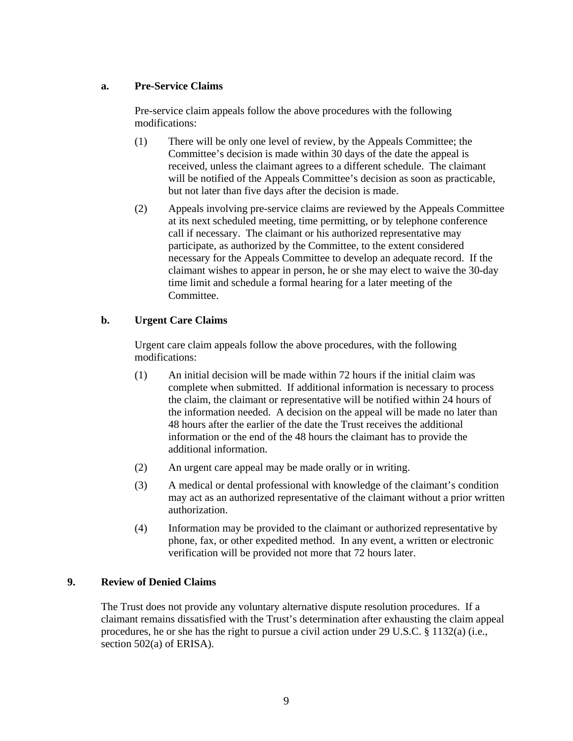**a. Pre-Service Claims**

Pre-service claim appeals follow the above procedures with the following modifications:

(1) There will be only one level of review, by the Appeals Committee; the Committee's decision is made within 30 days of the date the appeal is received, unless the claimant agrees to a different schedule. The claimant will be notified of the Appeals Committee's decision as soon as practicable, but not later than five days after the decision is made.

(2) Appeals involving pre-service claims are reviewed by the Appeals Committee at its next scheduled meeting, time permitting, or by telephone conference call if necessary. The claimant or his authorized representative may participate, as authorized by the Committee, to the extent considered necessary for the Appeals Committee to develop an adequate record. If the claimant wishes to appear in person, he or she may elect to waive the 30-day time limit and schedule a formal hearing for a later meeting of the Committee.

**b. Urgent Care Claims**

Urgent care claim appeals follow the above procedures, with the following modifications:

(1) An initial decision will be made within 72 hours if the initial claim was complete when submitted. If additional information is necessary to process the claim, the claimant or representative will be notified within 24 hours of the information needed. A decision on the appeal will be made no later than 48 hours after the earlier of the date the Trust receives the additional information or the end of the 48 hours the claimant has to provide the additional information.

(2) An urgent care appeal may be made orally or in writing.

(3) A medical or dental professional with knowledge of the claimant's condition may act as an authorized representative of the claimant without a prior written authorization.

(4) Information may be provided to the claimant or authorized representative by phone, fax, or other expedited method. In any event, a written or electronic verification will be provided not more that 72 hours later.

**9. Review of Denied Claims**

The Trust does not provide any voluntary alternative dispute resolution procedures. If a claimant remains dissatisfied with the Trust's determination after exhausting the claim appeal procedures, he or she has the right to pursue a civil action under 29 U.S.C. § 1132(a) (i.e., section 502(a) of ERISA).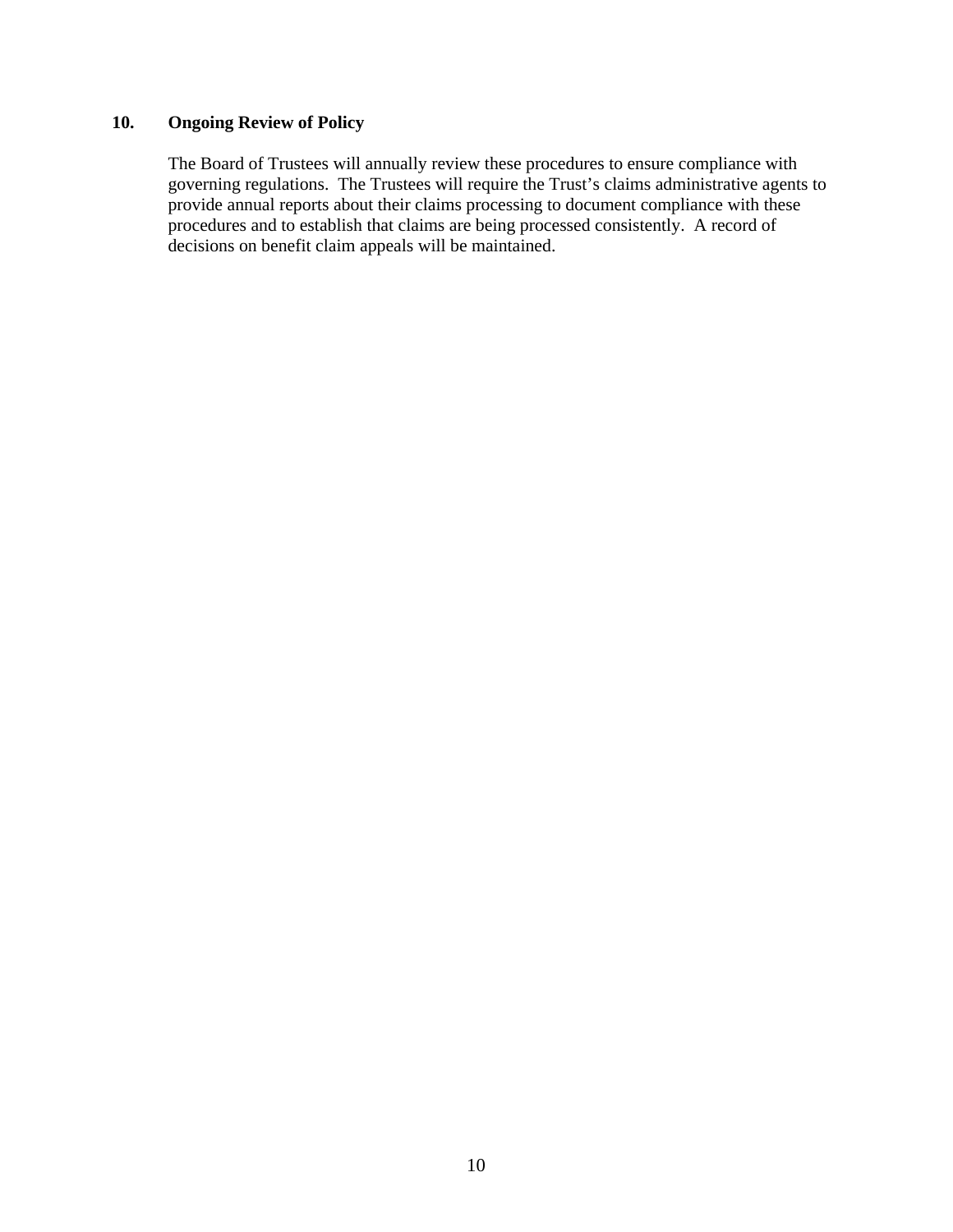## 10. Ongoing Review of Policy

The Board of Trustees will annually review these procedures to ensure compliance with governing regulations. The Trustees will require the Trust's claims administrative agents to provide annual reports about their claims processing to document compliance with these procedures and to establish that claims are being processed consistently. A record of decisions on benefit claim appeals will be maintained.